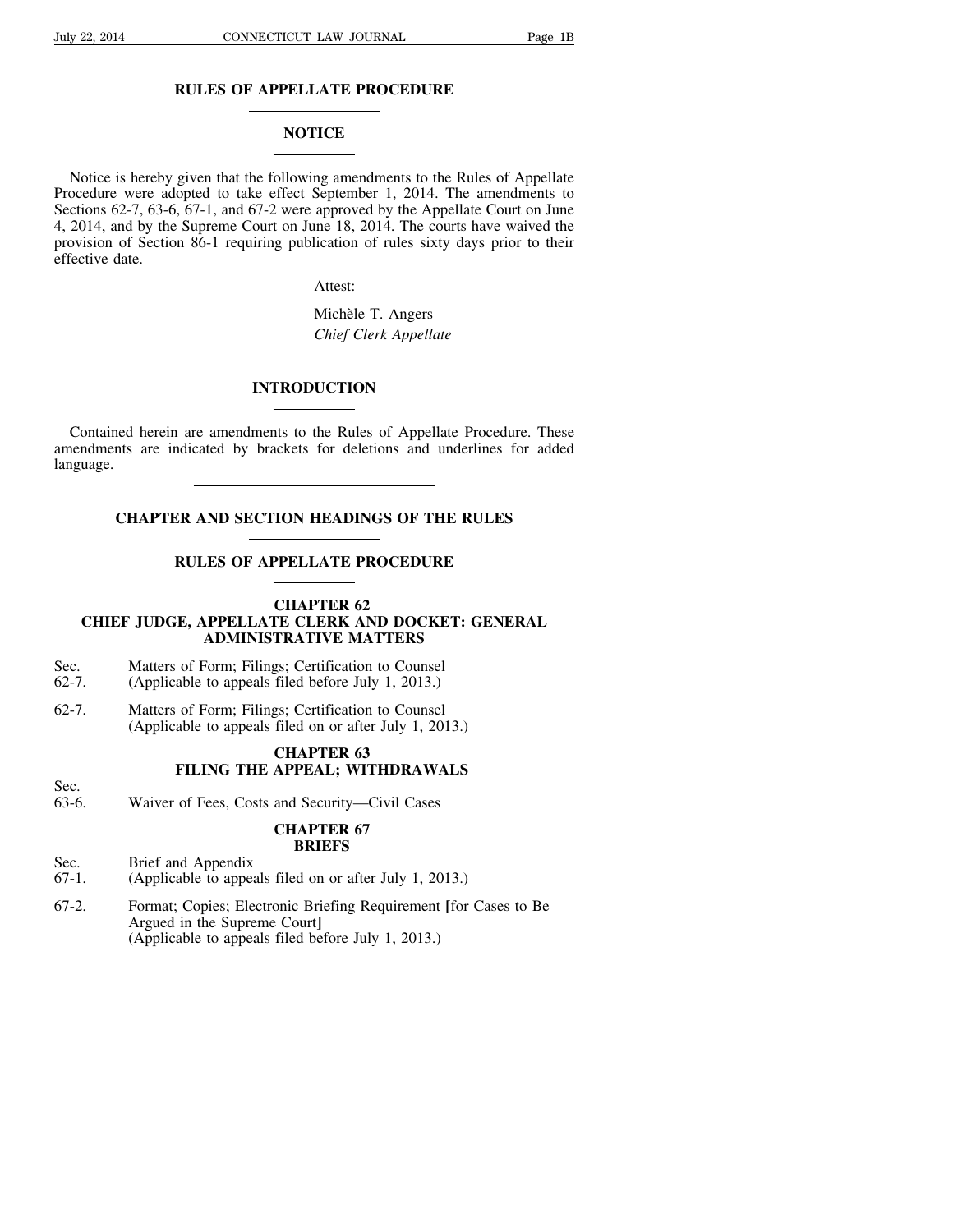# RULES OF APPELLATE PROCEDURE

## NOTICE

Notice is hereby given that the following amendments to the Rules of Appellate Procedure were adopted to take effect September 1, 2014. The amendments to Sections 62-7, 63-6, 67-1, and 67-2 were approved by the Appellate Court on June 4, 2014, and by the Supreme Court on June 18, 2014. The courts have waived the provision of Section 86-1 requiring publication of rules sixty days prior to their effective date.

Attest:

Michèle T. Angers
*Chief Clerk Appellate*

## INTRODUCTION

Contained herein are amendments to the Rules of Appellate Procedure. These amendments are indicated by brackets for deletions and underlines for added language.

## CHAPTER AND SECTION HEADINGS OF THE RULES

## RULES OF APPELLATE PROCEDURE

### CHAPTER 62
### CHIEF JUDGE, APPELLATE CLERK AND DOCKET: GENERAL ADMINISTRATIVE MATTERS

Sec.
62-7. Matters of Form; Filings; Certification to Counsel (Applicable to appeals filed before July 1, 2013.)

62-7. Matters of Form; Filings; Certification to Counsel (Applicable to appeals filed on or after July 1, 2013.)

### CHAPTER 63
### FILING THE APPEAL; WITHDRAWALS

Sec.
63-6. Waiver of Fees, Costs and Security—Civil Cases

### CHAPTER 67
### BRIEFS

Sec.
67-1. Brief and Appendix (Applicable to appeals filed on or after July 1, 2013.)

67-2. Format; Copies; Electronic Briefing Requirement [for Cases to Be Argued in the Supreme Court] (Applicable to appeals filed before July 1, 2013.)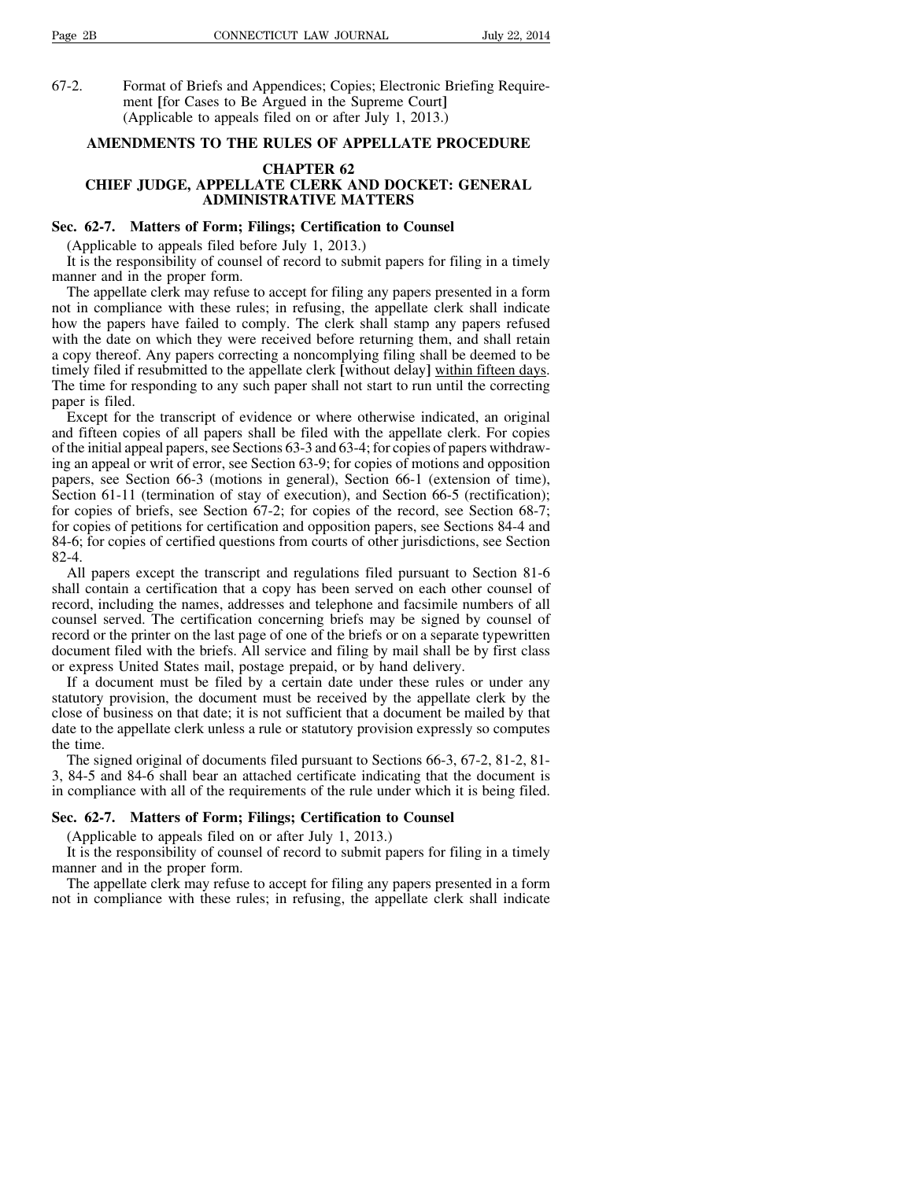67-2. Format of Briefs and Appendices; Copies; Electronic Briefing Requirement [for Cases to Be Argued in the Supreme Court] (Applicable to appeals filed on or after July 1, 2013.)

## AMENDMENTS TO THE RULES OF APPELLATE PROCEDURE

### CHAPTER 62
### CHIEF JUDGE, APPELLATE CLERK AND DOCKET: GENERAL ADMINISTRATIVE MATTERS

**Sec. 62-7. Matters of Form; Filings; Certification to Counsel**

(Applicable to appeals filed before July 1, 2013.)

It is the responsibility of counsel of record to submit papers for filing in a timely manner and in the proper form.

The appellate clerk may refuse to accept for filing any papers presented in a form not in compliance with these rules; in refusing, the appellate clerk shall indicate how the papers have failed to comply. The clerk shall stamp any papers refused with the date on which they were received before returning them, and shall retain a copy thereof. Any papers correcting a noncomplying filing shall be deemed to be timely filed if resubmitted to the appellate clerk [without delay] <u>within fifteen days</u>. The time for responding to any such paper shall not start to run until the correcting paper is filed.

Except for the transcript of evidence or where otherwise indicated, an original and fifteen copies of all papers shall be filed with the appellate clerk. For copies of the initial appeal papers, see Sections 63-3 and 63-4; for copies of papers withdrawing an appeal or writ of error, see Section 63-9; for copies of motions and opposition papers, see Section 66-3 (motions in general), Section 66-1 (extension of time), Section 61-11 (termination of stay of execution), and Section 66-5 (rectification); for copies of briefs, see Section 67-2; for copies of the record, see Section 68-7; for copies of petitions for certification and opposition papers, see Sections 84-4 and 84-6; for copies of certified questions from courts of other jurisdictions, see Section 82-4.

All papers except the transcript and regulations filed pursuant to Section 81-6 shall contain a certification that a copy has been served on each other counsel of record, including the names, addresses and telephone and facsimile numbers of all counsel served. The certification concerning briefs may be signed by counsel of record or the printer on the last page of one of the briefs or on a separate typewritten document filed with the briefs. All service and filing by mail shall be by first class or express United States mail, postage prepaid, or by hand delivery.

If a document must be filed by a certain date under these rules or under any statutory provision, the document must be received by the appellate clerk by the close of business on that date; it is not sufficient that a document be mailed by that date to the appellate clerk unless a rule or statutory provision expressly so computes the time.

The signed original of documents filed pursuant to Sections 66-3, 67-2, 81-2, 81-3, 84-5 and 84-6 shall bear an attached certificate indicating that the document is in compliance with all of the requirements of the rule under which it is being filed.

**Sec. 62-7. Matters of Form; Filings; Certification to Counsel**

(Applicable to appeals filed on or after July 1, 2013.)

It is the responsibility of counsel of record to submit papers for filing in a timely manner and in the proper form.

The appellate clerk may refuse to accept for filing any papers presented in a form not in compliance with these rules; in refusing, the appellate clerk shall indicate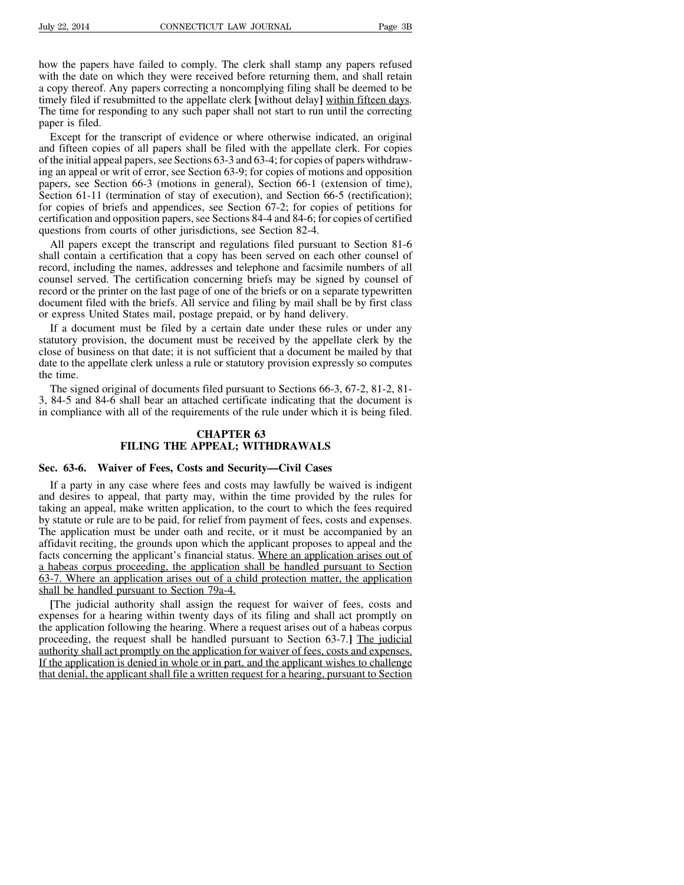how the papers have failed to comply. The clerk shall stamp any papers refused with the date on which they were received before returning them, and shall retain a copy thereof. Any papers correcting a noncomplying filing shall be deemed to be timely filed if resubmitted to the appellate clerk [without delay] <u>within fifteen days</u>. The time for responding to any such paper shall not start to run until the correcting paper is filed.

Except for the transcript of evidence or where otherwise indicated, an original and fifteen copies of all papers shall be filed with the appellate clerk. For copies of the initial appeal papers, see Sections 63-3 and 63-4; for copies of papers withdrawing an appeal or writ of error, see Section 63-9; for copies of motions and opposition papers, see Section 66-3 (motions in general), Section 66-1 (extension of time), Section 61-11 (termination of stay of execution), and Section 66-5 (rectification); for copies of briefs and appendices, see Section 67-2; for copies of petitions for certification and opposition papers, see Sections 84-4 and 84-6; for copies of certified questions from courts of other jurisdictions, see Section 82-4.

All papers except the transcript and regulations filed pursuant to Section 81-6 shall contain a certification that a copy has been served on each other counsel of record, including the names, addresses and telephone and facsimile numbers of all counsel served. The certification concerning briefs may be signed by counsel of record or the printer on the last page of one of the briefs or on a separate typewritten document filed with the briefs. All service and filing by mail shall be by first class or express United States mail, postage prepaid, or by hand delivery.

If a document must be filed by a certain date under these rules or under any statutory provision, the document must be received by the appellate clerk by the close of business on that date; it is not sufficient that a document be mailed by that date to the appellate clerk unless a rule or statutory provision expressly so computes the time.

The signed original of documents filed pursuant to Sections 66-3, 67-2, 81-2, 81-3, 84-5 and 84-6 shall bear an attached certificate indicating that the document is in compliance with all of the requirements of the rule under which it is being filed.

## CHAPTER 63
## FILING THE APPEAL; WITHDRAWALS

### Sec. 63-6. Waiver of Fees, Costs and Security—Civil Cases

If a party in any case where fees and costs may lawfully be waived is indigent and desires to appeal, that party may, within the time provided by the rules for taking an appeal, make written application, to the court to which the fees required by statute or rule are to be paid, for relief from payment of fees, costs and expenses. The application must be under oath and recite, or it must be accompanied by an affidavit reciting, the grounds upon which the applicant proposes to appeal and the facts concerning the applicant's financial status. <u>Where an application arises out of a habeas corpus proceeding, the application shall be handled pursuant to Section 63-7. Where an application arises out of a child protection matter, the application shall be handled pursuant to Section 79a-4.</u>

[The judicial authority shall assign the request for waiver of fees, costs and expenses for a hearing within twenty days of its filing and shall act promptly on the application following the hearing. Where a request arises out of a habeas corpus proceeding, the request shall be handled pursuant to Section 63-7.] <u>The judicial authority shall act promptly on the application for waiver of fees, costs and expenses. If the application is denied in whole or in part, and the applicant wishes to challenge that denial, the applicant shall file a written request for a hearing, pursuant to Section</u>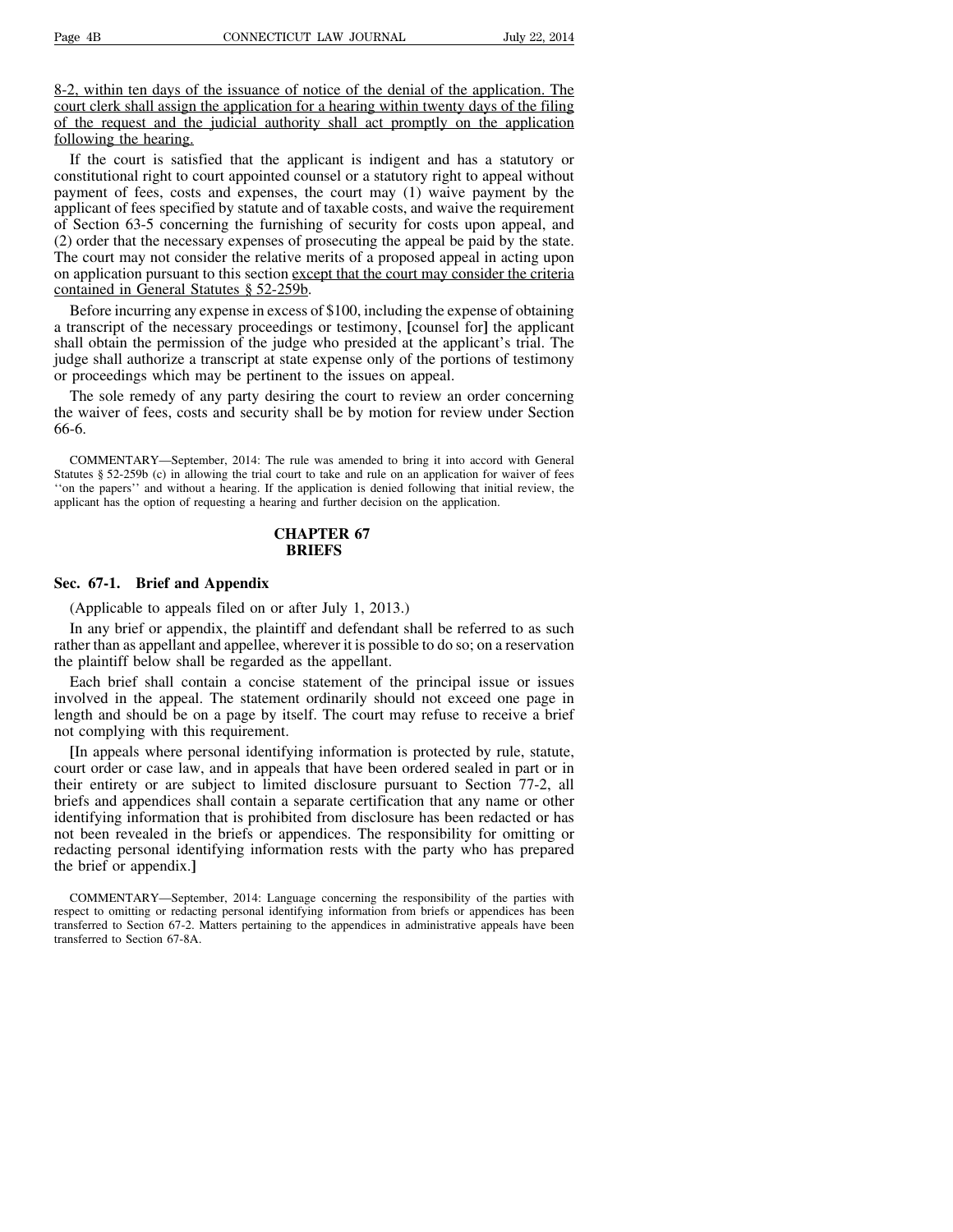8-2, within ten days of the issuance of notice of the denial of the application. The court clerk shall assign the application for a hearing within twenty days of the filing of the request and the judicial authority shall act promptly on the application following the hearing.

If the court is satisfied that the applicant is indigent and has a statutory or constitutional right to court appointed counsel or a statutory right to appeal without payment of fees, costs and expenses, the court may (1) waive payment by the applicant of fees specified by statute and of taxable costs, and waive the requirement of Section 63-5 concerning the furnishing of security for costs upon appeal, and (2) order that the necessary expenses of prosecuting the appeal be paid by the state. The court may not consider the relative merits of a proposed appeal in acting upon on application pursuant to this section except that the court may consider the criteria contained in General Statutes § 52-259b.

Before incurring any expense in excess of $100, including the expense of obtaining a transcript of the necessary proceedings or testimony, [counsel for] the applicant shall obtain the permission of the judge who presided at the applicant's trial. The judge shall authorize a transcript at state expense only of the portions of testimony or proceedings which may be pertinent to the issues on appeal.

The sole remedy of any party desiring the court to review an order concerning the waiver of fees, costs and security shall be by motion for review under Section 66-6.

COMMENTARY—September, 2014: The rule was amended to bring it into accord with General Statutes § 52-259b (c) in allowing the trial court to take and rule on an application for waiver of fees ''on the papers'' and without a hearing. If the application is denied following that initial review, the applicant has the option of requesting a hearing and further decision on the application.

## CHAPTER 67
## BRIEFS

### Sec. 67-1. Brief and Appendix

(Applicable to appeals filed on or after July 1, 2013.)

In any brief or appendix, the plaintiff and defendant shall be referred to as such rather than as appellant and appellee, wherever it is possible to do so; on a reservation the plaintiff below shall be regarded as the appellant.

Each brief shall contain a concise statement of the principal issue or issues involved in the appeal. The statement ordinarily should not exceed one page in length and should be on a page by itself. The court may refuse to receive a brief not complying with this requirement.

[In appeals where personal identifying information is protected by rule, statute, court order or case law, and in appeals that have been ordered sealed in part or in their entirety or are subject to limited disclosure pursuant to Section 77-2, all briefs and appendices shall contain a separate certification that any name or other identifying information that is prohibited from disclosure has been redacted or has not been revealed in the briefs or appendices. The responsibility for omitting or redacting personal identifying information rests with the party who has prepared the brief or appendix.]

COMMENTARY—September, 2014: Language concerning the responsibility of the parties with respect to omitting or redacting personal identifying information from briefs or appendices has been transferred to Section 67-2. Matters pertaining to the appendices in administrative appeals have been transferred to Section 67-8A.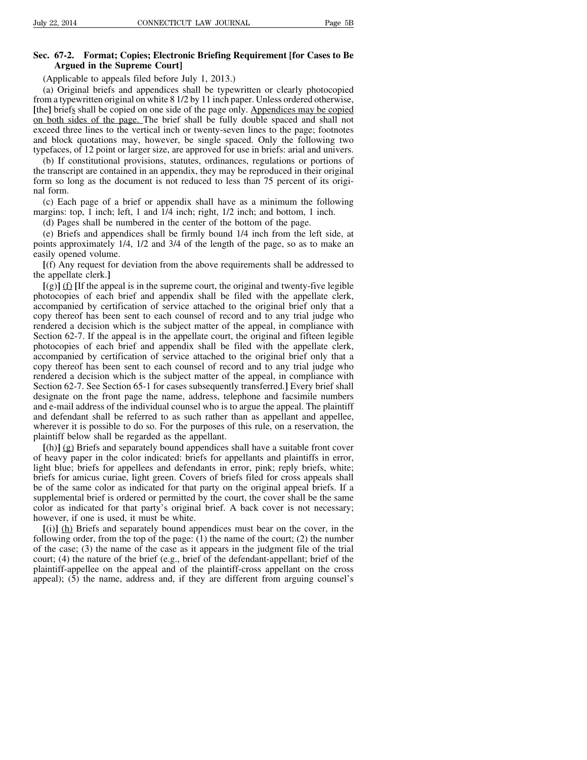**Sec. 67-2. Format; Copies; Electronic Briefing Requirement [for Cases to Be Argued in the Supreme Court]**

(Applicable to appeals filed before July 1, 2013.)

(a) Original briefs and appendices shall be typewritten or clearly photocopied from a typewritten original on white 8 1/2 by 11 inch paper. Unless ordered otherwise, **[**the**]** brief<u>s</u> shall be copied on one side of the page only. <u>Appendices may be copied on both sides of the page.</u> The brief shall be fully double spaced and shall not exceed three lines to the vertical inch or twenty-seven lines to the page; footnotes and block quotations may, however, be single spaced. Only the following two typefaces, of 12 point or larger size, are approved for use in briefs: arial and univers.

(b) If constitutional provisions, statutes, ordinances, regulations or portions of the transcript are contained in an appendix, they may be reproduced in their original form so long as the document is not reduced to less than 75 percent of its original form.

(c) Each page of a brief or appendix shall have as a minimum the following margins: top, 1 inch; left, 1 and 1/4 inch; right, 1/2 inch; and bottom, 1 inch.

(d) Pages shall be numbered in the center of the bottom of the page.

(e) Briefs and appendices shall be firmly bound 1/4 inch from the left side, at points approximately 1/4, 1/2 and 3/4 of the length of the page, so as to make an easily opened volume.

**[**(f) Any request for deviation from the above requirements shall be addressed to the appellate clerk.**]**

**[**(g)**]** <u>(f)</u> **[**If the appeal is in the supreme court, the original and twenty-five legible photocopies of each brief and appendix shall be filed with the appellate clerk, accompanied by certification of service attached to the original brief only that a copy thereof has been sent to each counsel of record and to any trial judge who rendered a decision which is the subject matter of the appeal, in compliance with Section 62-7. If the appeal is in the appellate court, the original and fifteen legible photocopies of each brief and appendix shall be filed with the appellate clerk, accompanied by certification of service attached to the original brief only that a copy thereof has been sent to each counsel of record and to any trial judge who rendered a decision which is the subject matter of the appeal, in compliance with Section 62-7. See Section 65-1 for cases subsequently transferred.**]** Every brief shall designate on the front page the name, address, telephone and facsimile numbers and e-mail address of the individual counsel who is to argue the appeal. The plaintiff and defendant shall be referred to as such rather than as appellant and appellee, wherever it is possible to do so. For the purposes of this rule, on a reservation, the plaintiff below shall be regarded as the appellant.

**[**(h)**]** <u>(g)</u> Briefs and separately bound appendices shall have a suitable front cover of heavy paper in the color indicated: briefs for appellants and plaintiffs in error, light blue; briefs for appellees and defendants in error, pink; reply briefs, white; briefs for amicus curiae, light green. Covers of briefs filed for cross appeals shall be of the same color as indicated for that party on the original appeal briefs. If a supplemental brief is ordered or permitted by the court, the cover shall be the same color as indicated for that party's original brief. A back cover is not necessary; however, if one is used, it must be white.

**[**(i)**]** <u>(h)</u> Briefs and separately bound appendices must bear on the cover, in the following order, from the top of the page: (1) the name of the court; (2) the number of the case; (3) the name of the case as it appears in the judgment file of the trial court; (4) the nature of the brief (e.g., brief of the defendant-appellant; brief of the plaintiff-appellee on the appeal and of the plaintiff-cross appellant on the cross appeal); (5) the name, address and, if they are different from arguing counsel's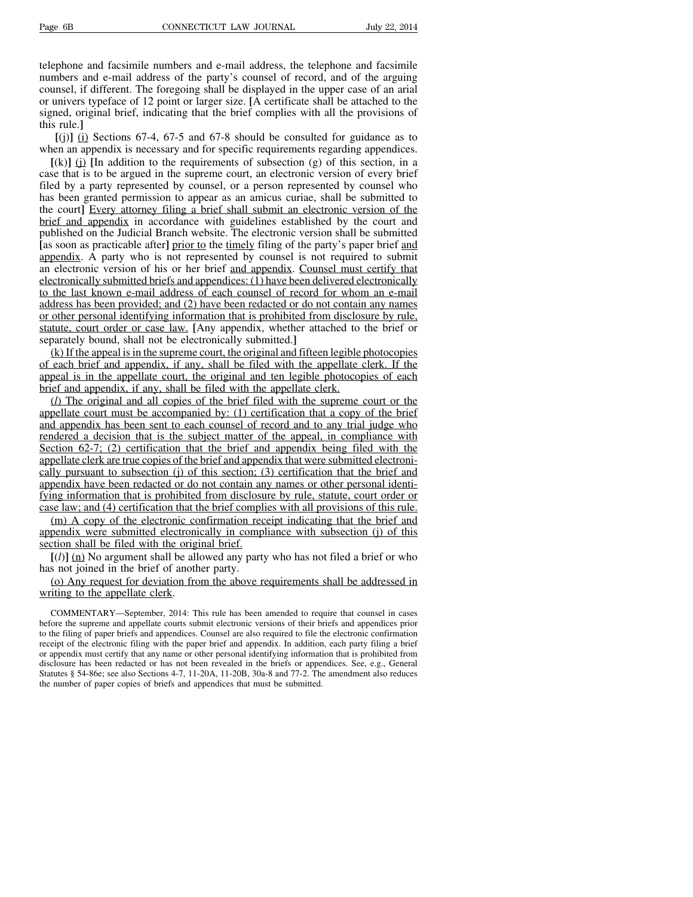telephone and facsimile numbers and e-mail address, the telephone and facsimile numbers and e-mail address of the party's counsel of record, and of the arguing counsel, if different. The foregoing shall be displayed in the upper case of an arial or univers typeface of 12 point or larger size. [A certificate shall be attached to the signed, original brief, indicating that the brief complies with all the provisions of this rule.]

[(j)] (i) Sections 67-4, 67-5 and 67-8 should be consulted for guidance as to when an appendix is necessary and for specific requirements regarding appendices.

[(k)] (j) [In addition to the requirements of subsection (g) of this section, in a case that is to be argued in the supreme court, an electronic version of every brief filed by a party represented by counsel, or a person represented by counsel who has been granted permission to appear as an amicus curiae, shall be submitted to the court] Every attorney filing a brief shall submit an electronic version of the brief and appendix in accordance with guidelines established by the court and published on the Judicial Branch website. The electronic version shall be submitted [as soon as practicable after] prior to the timely filing of the party's paper brief and appendix. A party who is not represented by counsel is not required to submit an electronic version of his or her brief and appendix. Counsel must certify that electronically submitted briefs and appendices: (1) have been delivered electronically to the last known e-mail address of each counsel of record for whom an e-mail address has been provided; and (2) have been redacted or do not contain any names or other personal identifying information that is prohibited from disclosure by rule, statute, court order or case law. [Any appendix, whether attached to the brief or separately bound, shall not be electronically submitted.]

(k) If the appeal is in the supreme court, the original and fifteen legible photocopies of each brief and appendix, if any, shall be filed with the appellate clerk. If the appeal is in the appellate court, the original and ten legible photocopies of each brief and appendix, if any, shall be filed with the appellate clerk.

(*l*) The original and all copies of the brief filed with the supreme court or the appellate court must be accompanied by: (1) certification that a copy of the brief and appendix has been sent to each counsel of record and to any trial judge who rendered a decision that is the subject matter of the appeal, in compliance with Section 62-7; (2) certification that the brief and appendix being filed with the appellate clerk are true copies of the brief and appendix that were submitted electronically pursuant to subsection (j) of this section; (3) certification that the brief and appendix have been redacted or do not contain any names or other personal identifying information that is prohibited from disclosure by rule, statute, court order or case law; and (4) certification that the brief complies with all provisions of this rule.

(m) A copy of the electronic confirmation receipt indicating that the brief and appendix were submitted electronically in compliance with subsection (j) of this section shall be filed with the original brief.

[(*l*)] (n) No argument shall be allowed any party who has not filed a brief or who has not joined in the brief of another party.

(o) Any request for deviation from the above requirements shall be addressed in writing to the appellate clerk.

COMMENTARY—September, 2014: This rule has been amended to require that counsel in cases before the supreme and appellate courts submit electronic versions of their briefs and appendices prior to the filing of paper briefs and appendices. Counsel are also required to file the electronic confirmation receipt of the electronic filing with the paper brief and appendix. In addition, each party filing a brief or appendix must certify that any name or other personal identifying information that is prohibited from disclosure has been redacted or has not been revealed in the briefs or appendices. See, e.g., General Statutes § 54-86e; see also Sections 4-7, 11-20A, 11-20B, 30a-8 and 77-2. The amendment also reduces the number of paper copies of briefs and appendices that must be submitted.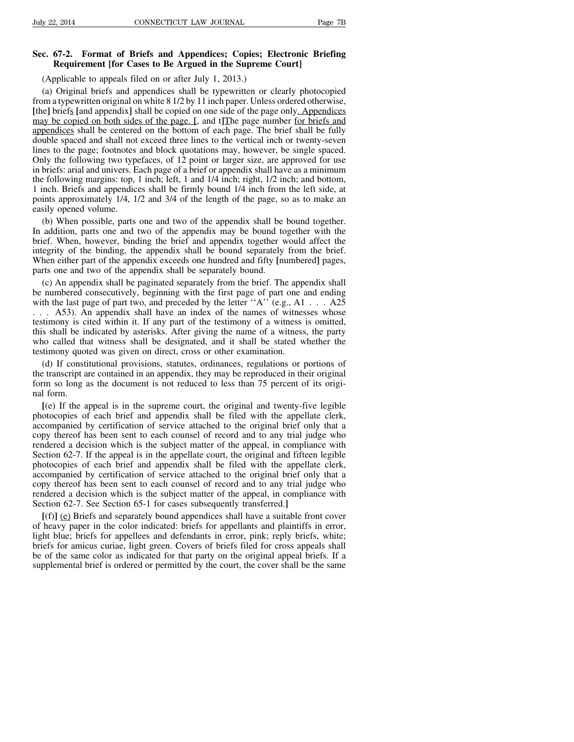## Sec. 67-2. Format of Briefs and Appendices; Copies; Electronic Briefing Requirement [for Cases to Be Argued in the Supreme Court]

(Applicable to appeals filed on or after July 1, 2013.)

(a) Original briefs and appendices shall be typewritten or clearly photocopied from a typewritten original on white 8 1/2 by 11 inch paper. Unless ordered otherwise, [the] briefs [and appendix] shall be copied on one side of the page only. Appendices may be copied on both sides of the page. [, and t]The page number for briefs and appendices shall be centered on the bottom of each page. The brief shall be fully double spaced and shall not exceed three lines to the vertical inch or twenty-seven lines to the page; footnotes and block quotations may, however, be single spaced. Only the following two typefaces, of 12 point or larger size, are approved for use in briefs: arial and univers. Each page of a brief or appendix shall have as a minimum the following margins: top, 1 inch; left, 1 and 1/4 inch; right, 1/2 inch; and bottom, 1 inch. Briefs and appendices shall be firmly bound 1/4 inch from the left side, at points approximately 1/4, 1/2 and 3/4 of the length of the page, so as to make an easily opened volume.

(b) When possible, parts one and two of the appendix shall be bound together. In addition, parts one and two of the appendix may be bound together with the brief. When, however, binding the brief and appendix together would affect the integrity of the binding, the appendix shall be bound separately from the brief. When either part of the appendix exceeds one hundred and fifty [numbered] pages, parts one and two of the appendix shall be separately bound.

(c) An appendix shall be paginated separately from the brief. The appendix shall be numbered consecutively, beginning with the first page of part one and ending with the last page of part two, and preceded by the letter ''A'' (e.g., A1 . . . A25 . . . A53). An appendix shall have an index of the names of witnesses whose testimony is cited within it. If any part of the testimony of a witness is omitted, this shall be indicated by asterisks. After giving the name of a witness, the party who called that witness shall be designated, and it shall be stated whether the testimony quoted was given on direct, cross or other examination.

(d) If constitutional provisions, statutes, ordinances, regulations or portions of the transcript are contained in an appendix, they may be reproduced in their original form so long as the document is not reduced to less than 75 percent of its original form.

[(e) If the appeal is in the supreme court, the original and twenty-five legible photocopies of each brief and appendix shall be filed with the appellate clerk, accompanied by certification of service attached to the original brief only that a copy thereof has been sent to each counsel of record and to any trial judge who rendered a decision which is the subject matter of the appeal, in compliance with Section 62-7. If the appeal is in the appellate court, the original and fifteen legible photocopies of each brief and appendix shall be filed with the appellate clerk, accompanied by certification of service attached to the original brief only that a copy thereof has been sent to each counsel of record and to any trial judge who rendered a decision which is the subject matter of the appeal, in compliance with Section 62-7. See Section 65-1 for cases subsequently transferred.]

[(f)] (e) Briefs and separately bound appendices shall have a suitable front cover of heavy paper in the color indicated: briefs for appellants and plaintiffs in error, light blue; briefs for appellees and defendants in error, pink; reply briefs, white; briefs for amicus curiae, light green. Covers of briefs filed for cross appeals shall be of the same color as indicated for that party on the original appeal briefs. If a supplemental brief is ordered or permitted by the court, the cover shall be the same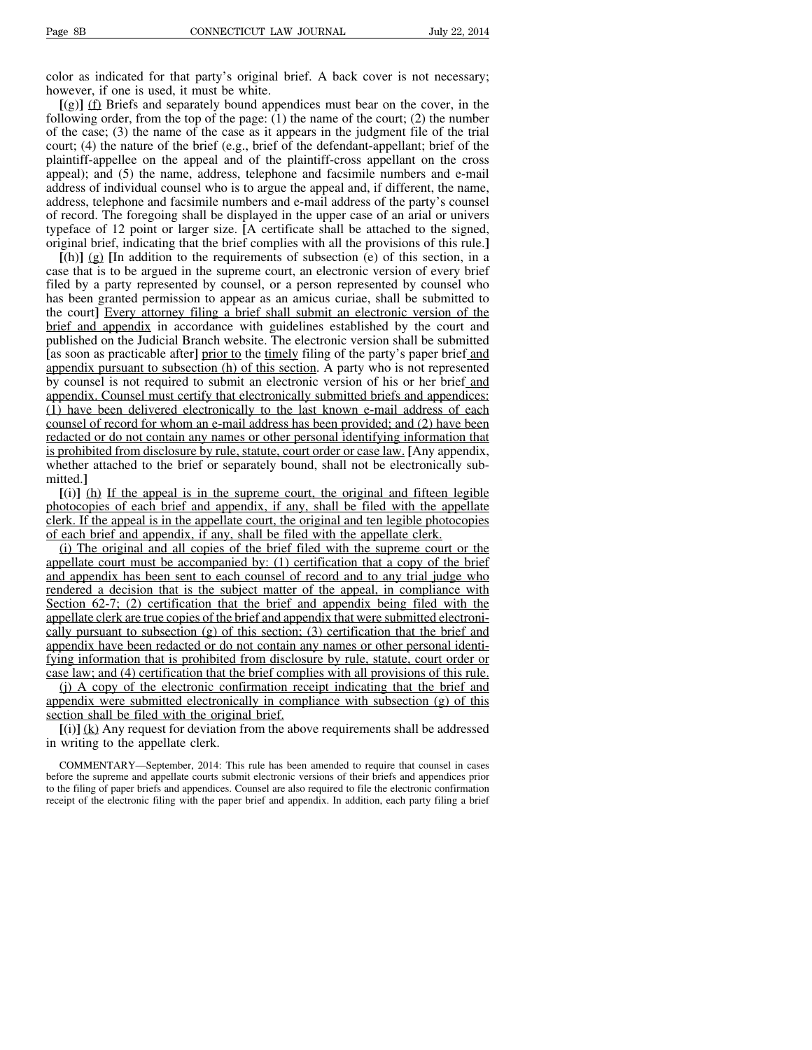color as indicated for that party's original brief. A back cover is not necessary; however, if one is used, it must be white.

[(g)] <u>(f)</u> Briefs and separately bound appendices must bear on the cover, in the following order, from the top of the page: (1) the name of the court; (2) the number of the case; (3) the name of the case as it appears in the judgment file of the trial court; (4) the nature of the brief (e.g., brief of the defendant-appellant; brief of the plaintiff-appellee on the appeal and of the plaintiff-cross appellant on the cross appeal); and (5) the name, address, telephone and facsimile numbers and e-mail address of individual counsel who is to argue the appeal and, if different, the name, address, telephone and facsimile numbers and e-mail address of the party's counsel of record. The foregoing shall be displayed in the upper case of an arial or univers typeface of 12 point or larger size. [A certificate shall be attached to the signed, original brief, indicating that the brief complies with all the provisions of this rule.]

[(h)] <u>(g)</u> [In addition to the requirements of subsection (e) of this section, in a case that is to be argued in the supreme court, an electronic version of every brief filed by a party represented by counsel, or a person represented by counsel who has been granted permission to appear as an amicus curiae, shall be submitted to the court] <u>Every attorney filing a brief shall submit an electronic version of the brief and appendix</u> in accordance with guidelines established by the court and published on the Judicial Branch website. The electronic version shall be submitted [as soon as practicable after] <u>prior to</u> the <u>timely</u> filing of the party's paper brief <u>and appendix pursuant to subsection (h) of this section</u>. A party who is not represented by counsel is not required to submit an electronic version of his or her brief <u>and appendix. Counsel must certify that electronically submitted briefs and appendices: (1) have been delivered electronically to the last known e-mail address of each counsel of record for whom an e-mail address has been provided; and (2) have been redacted or do not contain any names or other personal identifying information that is prohibited from disclosure by rule, statute, court order or case law.</u> [Any appendix, whether attached to the brief or separately bound, shall not be electronically submitted.]

[(i)] <u>(h) If the appeal is in the supreme court, the original and fifteen legible photocopies of each brief and appendix, if any, shall be filed with the appellate clerk. If the appeal is in the appellate court, the original and ten legible photocopies of each brief and appendix, if any, shall be filed with the appellate clerk.</u>

<u>(i) The original and all copies of the brief filed with the supreme court or the appellate court must be accompanied by: (1) certification that a copy of the brief and appendix has been sent to each counsel of record and to any trial judge who rendered a decision that is the subject matter of the appeal, in compliance with Section 62-7; (2) certification that the brief and appendix being filed with the appellate clerk are true copies of the brief and appendix that were submitted electronically pursuant to subsection (g) of this section; (3) certification that the brief and appendix have been redacted or do not contain any names or other personal identifying information that is prohibited from disclosure by rule, statute, court order or case law; and (4) certification that the brief complies with all provisions of this rule.</u>

<u>(j) A copy of the electronic confirmation receipt indicating that the brief and appendix were submitted electronically in compliance with subsection (g) of this section shall be filed with the original brief.</u>

[(i)] <u>(k)</u> Any request for deviation from the above requirements shall be addressed in writing to the appellate clerk.

COMMENTARY—September, 2014: This rule has been amended to require that counsel in cases before the supreme and appellate courts submit electronic versions of their briefs and appendices prior to the filing of paper briefs and appendices. Counsel are also required to file the electronic confirmation receipt of the electronic filing with the paper brief and appendix. In addition, each party filing a brief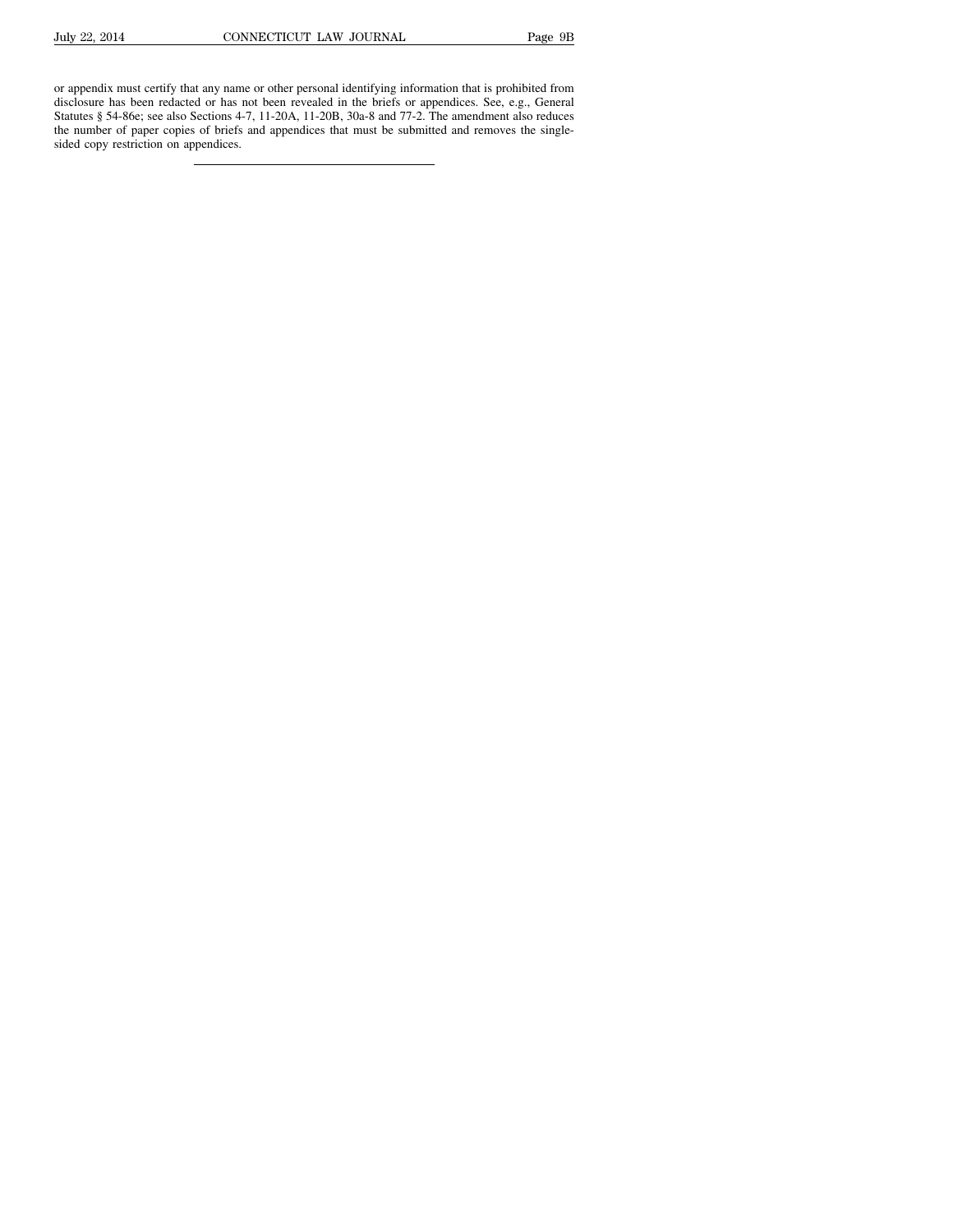or appendix must certify that any name or other personal identifying information that is prohibited from disclosure has been redacted or has not been revealed in the briefs or appendices. See, e.g., General Statutes § 54-86e; see also Sections 4-7, 11-20A, 11-20B, 30a-8 and 77-2. The amendment also reduces the number of paper copies of briefs and appendices that must be submitted and removes the single-sided copy restriction on appendices.

---